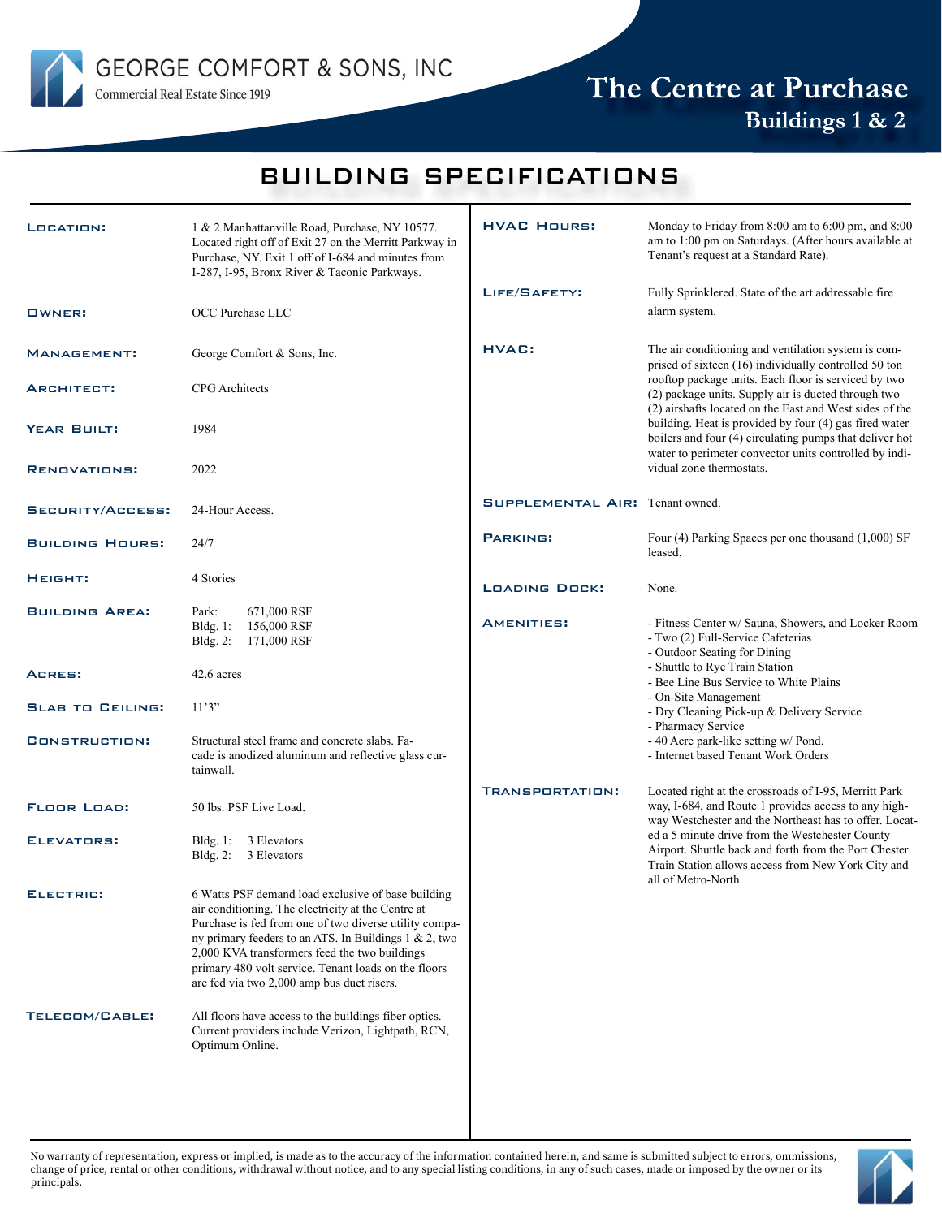GEORGE COMFORT & SONS, INC

Commercial Real Estate Since 1919

# The Centre at Purchase

## Buildings 1 & 2

# BUILDING SPECIFICATIONS

**LOCATION:** 1 & 2 Manhattanville Road, Purchase, NY 10577. Located right off of Exit 27 on the Merritt Parkway in Purchase, NY. Exit 1 off of I-684 and minutes from I-287, I-95, Bronx River & Taconic Parkways.

**OWNER:** OCC Purchase LLC

**MANAGEMENT:** George Comfort & Sons, Inc.

**ARCHITECT:** CPG Architects

**YEAR BUILT:** 1984

**RENOVATIONS:** 2022

**SECURITY/ACCESS:** 24-Hour Access.

**BUILDING HOURS:** 24/7

**HEIGHT:** 4 Stories

**BUILDING AREA:**
Park: 671,000 RSF
Bldg. 1: 156,000 RSF
Bldg. 2: 171,000 RSF

**ACRES:** 42.6 acres

**SLAB TO CEILING:** 11'3"

**CONSTRUCTION:** Structural steel frame and concrete slabs. Facade is anodized aluminum and reflective glass curtainwall.

**FLOOR LOAD:** 50 lbs. PSF Live Load.

**ELEVATORS:**
Bldg. 1: 3 Elevators
Bldg. 2: 3 Elevators

**ELECTRIC:** 6 Watts PSF demand load exclusive of base building air conditioning. The electricity at the Centre at Purchase is fed from one of two diverse utility company primary feeders to an ATS. In Buildings 1 & 2, two 2,000 KVA transformers feed the two buildings primary 480 volt service. Tenant loads on the floors are fed via two 2,000 amp bus duct risers.

**TELECOM/CABLE:** All floors have access to the buildings fiber optics. Current providers include Verizon, Lightpath, RCN, Optimum Online.

**HVAC HOURS:** Monday to Friday from 8:00 am to 6:00 pm, and 8:00 am to 1:00 pm on Saturdays. (After hours available at Tenant's request at a Standard Rate).

**LIFE/SAFETY:** Fully Sprinklered. State of the art addressable fire alarm system.

**HVAC:** The air conditioning and ventilation system is comprised of sixteen (16) individually controlled 50 ton rooftop package units. Each floor is serviced by two (2) package units. Supply air is ducted through two (2) airshafts located on the East and West sides of the building. Heat is provided by four (4) gas fired water boilers and four (4) circulating pumps that deliver hot water to perimeter convector units controlled by individual zone thermostats.

**SUPPLEMENTAL AIR:** Tenant owned.

**PARKING:** Four (4) Parking Spaces per one thousand (1,000) SF leased.

**LOADING DOCK:** None.

**AMENITIES:**
- Fitness Center w/ Sauna, Showers, and Locker Room
- Two (2) Full-Service Cafeterias
- Outdoor Seating for Dining
- Shuttle to Rye Train Station
- Bee Line Bus Service to White Plains
- On-Site Management
- Dry Cleaning Pick-up & Delivery Service
- Pharmacy Service
- 40 Acre park-like setting w/ Pond.
- Internet based Tenant Work Orders

**TRANSPORTATION:** Located right at the crossroads of I-95, Merritt Parkway, I-684, and Route 1 provides access to any highway Westchester and the Northeast has to offer. Located a 5 minute drive from the Westchester County Airport. Shuttle back and forth from the Port Chester Train Station allows access from New York City and all of Metro-North.

No warranty of representation, express or implied, is made as to the accuracy of the information contained herein, and same is submitted subject to errors, ommissions, change of price, rental or other conditions, withdrawal without notice, and to any special listing conditions, in any of such cases, made or imposed by the owner or its principals.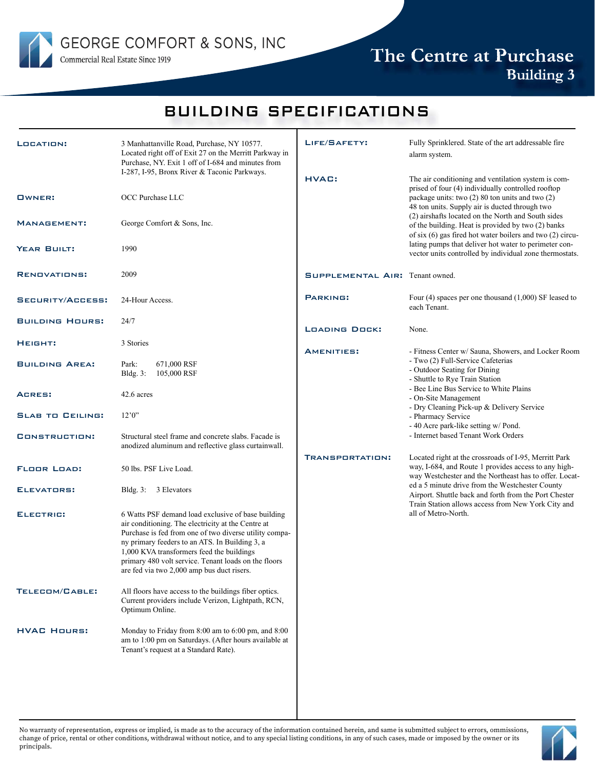GEORGE COMFORT & SONS, INC
Commercial Real Estate Since 1919

# The Centre at Purchase
## Building 3

# BUILDING SPECIFICATIONS

**LOCATION:** 3 Manhattanville Road, Purchase, NY 10577. Located right off of Exit 27 on the Merritt Parkway in Purchase, NY. Exit 1 off of I-684 and minutes from I-287, I-95, Bronx River & Taconic Parkways.

**OWNER:** OCC Purchase LLC

**MANAGEMENT:** George Comfort & Sons, Inc.

**YEAR BUILT:** 1990

**RENOVATIONS:** 2009

**SECURITY/ACCESS:** 24-Hour Access.

**BUILDING HOURS:** 24/7

**HEIGHT:** 3 Stories

**BUILDING AREA:**
Park: 671,000 RSF
Bldg. 3: 105,000 RSF

**ACRES:** 42.6 acres

**SLAB TO CEILING:** 12'0"

**CONSTRUCTION:** Structural steel frame and concrete slabs. Facade is anodized aluminum and reflective glass curtainwall.

**FLOOR LOAD:** 50 lbs. PSF Live Load.

**ELEVATORS:** Bldg. 3: 3 Elevators

**ELECTRIC:** 6 Watts PSF demand load exclusive of base building air conditioning. The electricity at the Centre at Purchase is fed from one of two diverse utility company primary feeders to an ATS. In Building 3, a 1,000 KVA transformers feed the buildings primary 480 volt service. Tenant loads on the floors are fed via two 2,000 amp bus duct risers.

**TELECOM/CABLE:** All floors have access to the buildings fiber optics. Current providers include Verizon, Lightpath, RCN, Optimum Online.

**HVAC HOURS:** Monday to Friday from 8:00 am to 6:00 pm, and 8:00 am to 1:00 pm on Saturdays. (After hours available at Tenant's request at a Standard Rate).

**LIFE/SAFETY:** Fully Sprinklered. State of the art addressable fire alarm system.

**HVAC:** The air conditioning and ventilation system is comprised of four (4) individually controlled rooftop package units: two (2) 80 ton units and two (2) 48 ton units. Supply air is ducted through two (2) airshafts located on the North and South sides of the building. Heat is provided by two (2) banks of six (6) gas fired hot water boilers and two (2) circulating pumps that deliver hot water to perimeter convector units controlled by individual zone thermostats.

**SUPPLEMENTAL AIR:** Tenant owned.

**PARKING:** Four (4) spaces per one thousand (1,000) SF leased to each Tenant.

**LOADING DOCK:** None.

**AMENITIES:**
- Fitness Center w/ Sauna, Showers, and Locker Room
- Two (2) Full-Service Cafeterias
- Outdoor Seating for Dining
- Shuttle to Rye Train Station
- Bee Line Bus Service to White Plains
- On-Site Management
- Dry Cleaning Pick-up & Delivery Service
- Pharmacy Service
- 40 Acre park-like setting w/ Pond.
- Internet based Tenant Work Orders

**TRANSPORTATION:** Located right at the crossroads of I-95, Merritt Parkway, I-684, and Route 1 provides access to any highway Westchester and the Northeast has to offer. Located a 5 minute drive from the Westchester County Airport. Shuttle back and forth from the Port Chester Train Station allows access from New York City and all of Metro-North.

No warranty of representation, express or implied, is made as to the accuracy of the information contained herein, and same is submitted subject to errors, ommissions, change of price, rental or other conditions, withdrawal without notice, and to any special listing conditions, in any of such cases, made or imposed by the owner or its principals.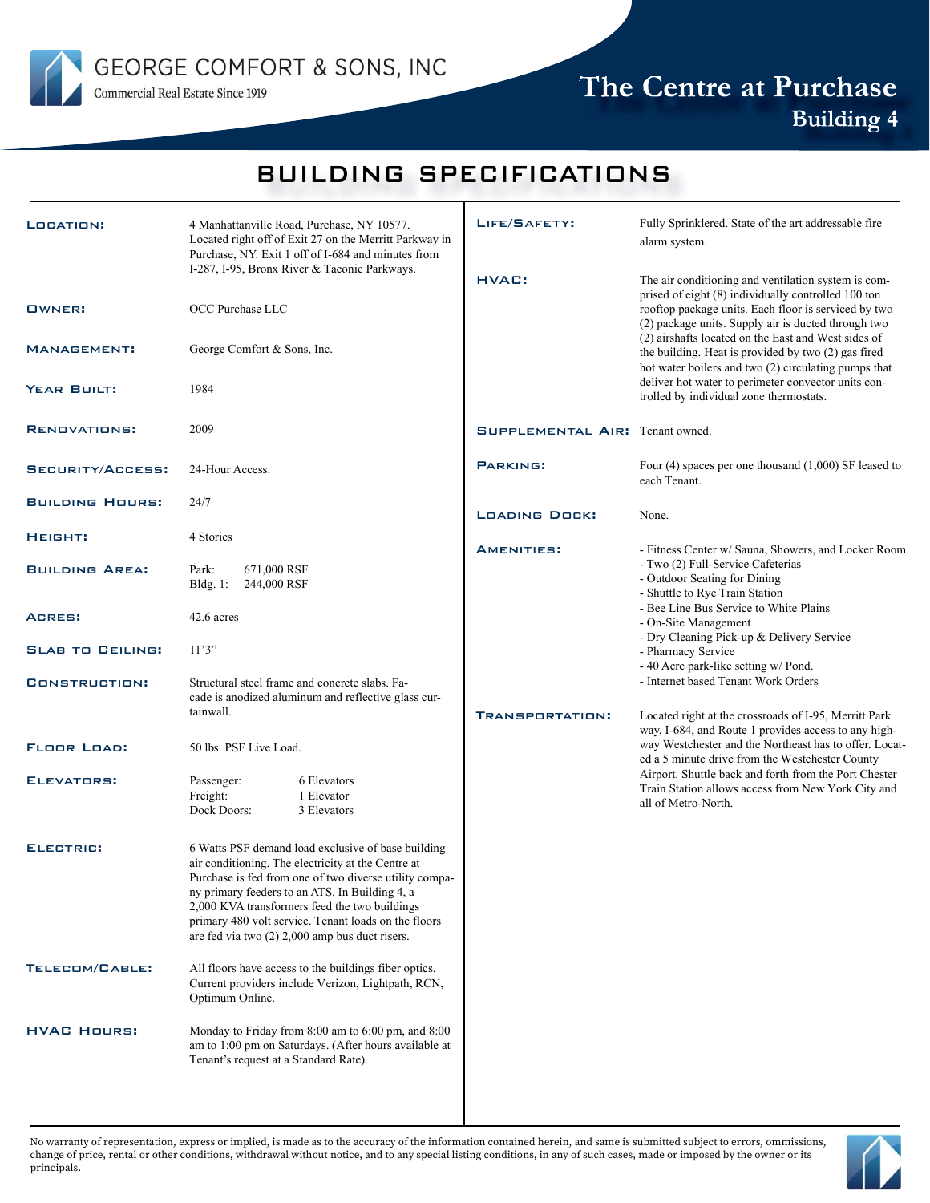GEORGE COMFORT & SONS, INC

Commercial Real Estate Since 1919

# The Centre at Purchase

## Building 4

## BUILDING SPECIFICATIONS

**Location:** 4 Manhattanville Road, Purchase, NY 10577. Located right off of Exit 27 on the Merritt Parkway in Purchase, NY. Exit 1 off of I-684 and minutes from I-287, I-95, Bronx River & Taconic Parkways.

**Owner:** OCC Purchase LLC

**Management:** George Comfort & Sons, Inc.

**Year Built:** 1984

**Renovations:** 2009

**Security/Access:** 24-Hour Access.

**Building Hours:** 24/7

**Height:** 4 Stories

**Building Area:**
Park: 671,000 RSF
Bldg. 1: 244,000 RSF

**Acres:** 42.6 acres

**Slab to Ceiling:** 11'3"

**Construction:** Structural steel frame and concrete slabs. Facade is anodized aluminum and reflective glass curtainwall.

**Floor Load:** 50 lbs. PSF Live Load.

**Elevators:**

| | |
|---|---|
| Passenger: | 6 Elevators |
| Freight: | 1 Elevator |
| Dock Doors: | 3 Elevators |

**Electric:** 6 Watts PSF demand load exclusive of base building air conditioning. The electricity at the Centre at Purchase is fed from one of two diverse utility company primary feeders to an ATS. In Building 4, a 2,000 KVA transformers feed the two buildings primary 480 volt service. Tenant loads on the floors are fed via two (2) 2,000 amp bus duct risers.

**Telecom/Cable:** All floors have access to the buildings fiber optics. Current providers include Verizon, Lightpath, RCN, Optimum Online.

**HVAC Hours:** Monday to Friday from 8:00 am to 6:00 pm, and 8:00 am to 1:00 pm on Saturdays. (After hours available at Tenant's request at a Standard Rate).

**Life/Safety:** Fully Sprinklered. State of the art addressable fire alarm system.

**HVAC:** The air conditioning and ventilation system is comprised of eight (8) individually controlled 100 ton rooftop package units. Each floor is serviced by two (2) package units. Supply air is ducted through two (2) airshafts located on the East and West sides of the building. Heat is provided by two (2) gas fired hot water boilers and two (2) circulating pumps that deliver hot water to perimeter convector units controlled by individual zone thermostats.

**Supplemental Air:** Tenant owned.

**Parking:** Four (4) spaces per one thousand (1,000) SF leased to each Tenant.

**Loading Dock:** None.

**Amenities:**
- Fitness Center w/ Sauna, Showers, and Locker Room
- Two (2) Full-Service Cafeterias
- Outdoor Seating for Dining
- Shuttle to Rye Train Station
- Bee Line Bus Service to White Plains
- On-Site Management
- Dry Cleaning Pick-up & Delivery Service
- Pharmacy Service
- 40 Acre park-like setting w/ Pond.
- Internet based Tenant Work Orders

**Transportation:** Located right at the crossroads of I-95, Merritt Parkway, I-684, and Route 1 provides access to any highway Westchester and the Northeast has to offer. Located a 5 minute drive from the Westchester County Airport. Shuttle back and forth from the Port Chester Train Station allows access from New York City and all of Metro-North.

No warranty of representation, express or implied, is made as to the accuracy of the information contained herein, and same is submitted subject to errors, ommissions, change of price, rental or other conditions, withdrawal without notice, and to any special listing conditions, in any of such cases, made or imposed by the owner or its principals.